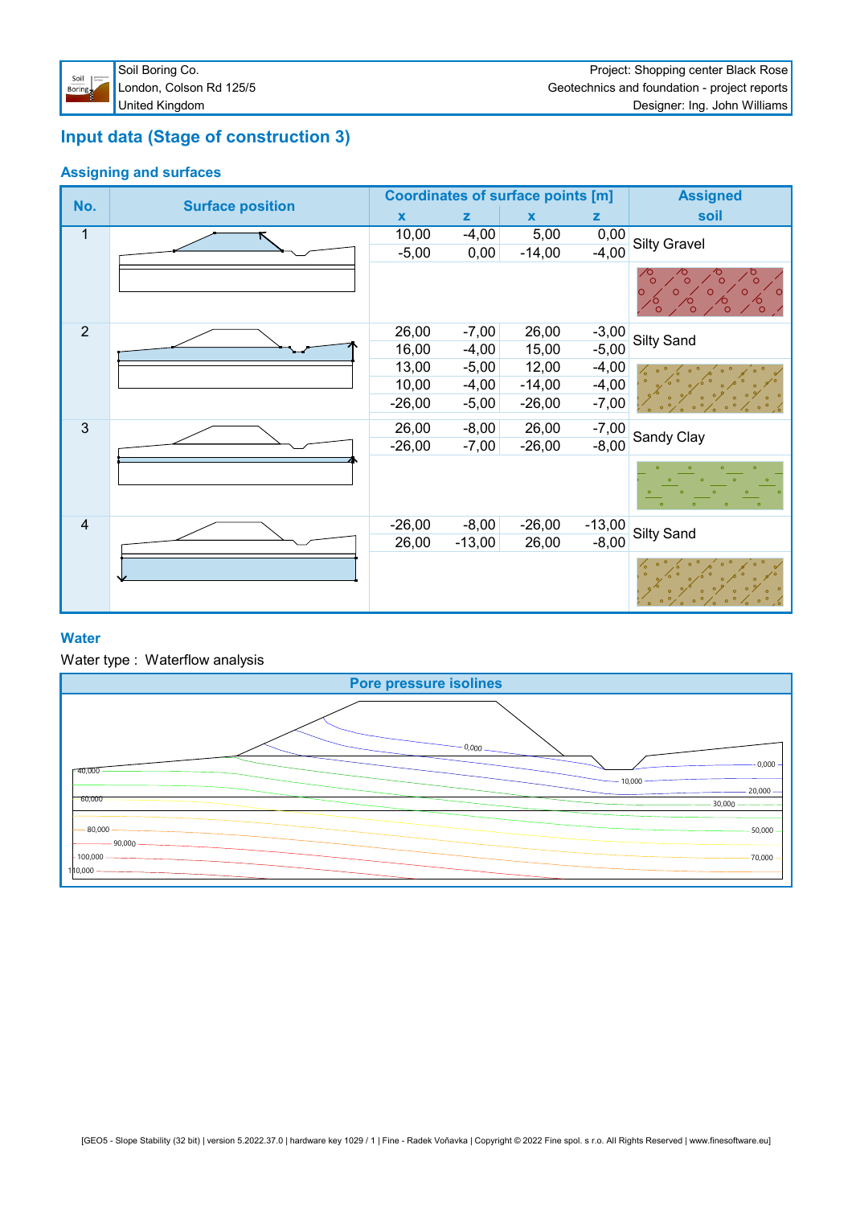Soil Boring Co.
London, Colson Rd 125/5
United Kingdom

Project: Shopping center Black Rose
Geotechnics and foundation - project reports
Designer: Ing. John Williams

# Input data (Stage of construction 3)

## Assigning and surfaces

| No. | Surface position | Coordinates of surface points [m] | | | | Assigned soil |
|---|---|---|---|---|---|---|
| | | x | z | x | z | |
| 1 | | 10,00 | -4,00 | 5,00 | 0,00 | Silty Gravel |
| | | -5,00 | 0,00 | -14,00 | -4,00 | |
| 2 | | 26,00 | -7,00 | 26,00 | -3,00 | Silty Sand |
| | | 16,00 | -4,00 | 15,00 | -5,00 | |
| | | 13,00 | -5,00 | 12,00 | -4,00 | |
| | | 10,00 | -4,00 | -14,00 | -4,00 | |
| | | -26,00 | -5,00 | -26,00 | -7,00 | |
| 3 | | 26,00 | -8,00 | 26,00 | -7,00 | Sandy Clay |
| | | -26,00 | -7,00 | -26,00 | -8,00 | |
| 4 | | -26,00 | -8,00 | -26,00 | -13,00 | Silty Sand |
| | | 26,00 | -13,00 | 26,00 | -8,00 | |

## Water

Water type : Waterflow analysis

Pore pressure isolines

0,000
40,000
0,000
10,000
60,000
20,000
30,000
80,000
50,000
90,000
100,000
70,000
110,000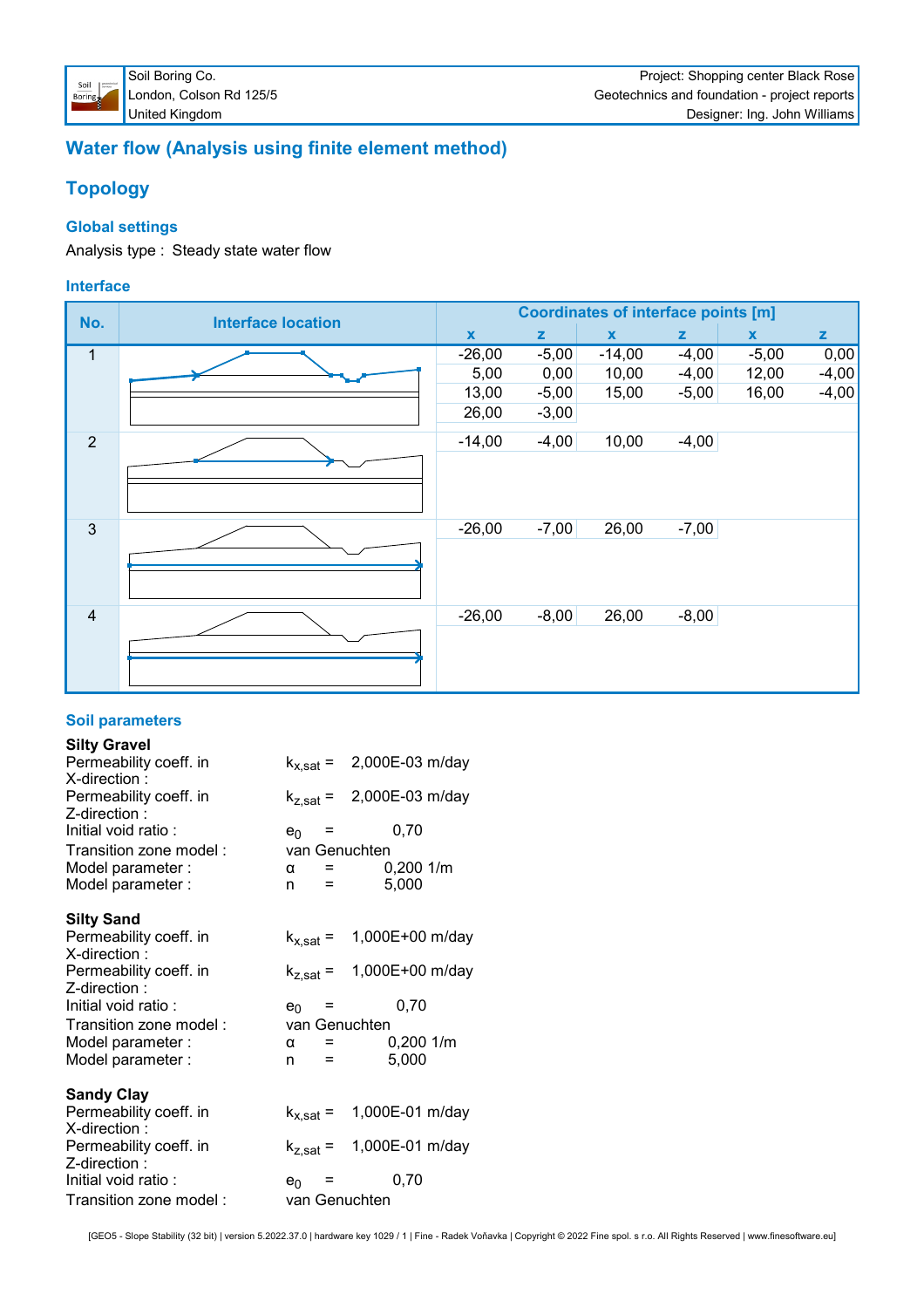# Water flow (Analysis using finite element method)

## Topology

### Global settings

Analysis type : Steady state water flow

### Interface

| No. | Interface location | Coordinates of interface points [m] | | | | | |
|---|---|---|---|---|---|---|---|
| | | x | z | x | z | x | z |
| 1 | | -26,00 | -5,00 | -14,00 | -4,00 | -5,00 | 0,00 |
| | | 5,00 | 0,00 | 10,00 | -4,00 | 12,00 | -4,00 |
| | | 13,00 | -5,00 | 15,00 | -5,00 | 16,00 | -4,00 |
| | | 26,00 | -3,00 | | | | |
| 2 | | -14,00 | -4,00 | 10,00 | -4,00 | | |
| 3 | | -26,00 | -7,00 | 26,00 | -7,00 | | |
| 4 | | -26,00 | -8,00 | 26,00 | -8,00 | | |

### Soil parameters

**Silty Gravel**

Permeability coeff. in X-direction : $k_{x,sat}$ = 2,000E-03 m/day
Permeability coeff. in Z-direction : $k_{z,sat}$ = 2,000E-03 m/day
Initial void ratio : $e_0$ = 0,70
Transition zone model : van Genuchten
Model parameter : $\alpha$ = 0,200 1/m
Model parameter : n = 5,000

**Silty Sand**

Permeability coeff. in X-direction : $k_{x,sat}$ = 1,000E+00 m/day
Permeability coeff. in Z-direction : $k_{z,sat}$ = 1,000E+00 m/day
Initial void ratio : $e_0$ = 0,70
Transition zone model : van Genuchten
Model parameter : $\alpha$ = 0,200 1/m
Model parameter : n = 5,000

**Sandy Clay**

Permeability coeff. in X-direction : $k_{x,sat}$ = 1,000E-01 m/day
Permeability coeff. in Z-direction : $k_{z,sat}$ = 1,000E-01 m/day
Initial void ratio : $e_0$ = 0,70
Transition zone model : van Genuchten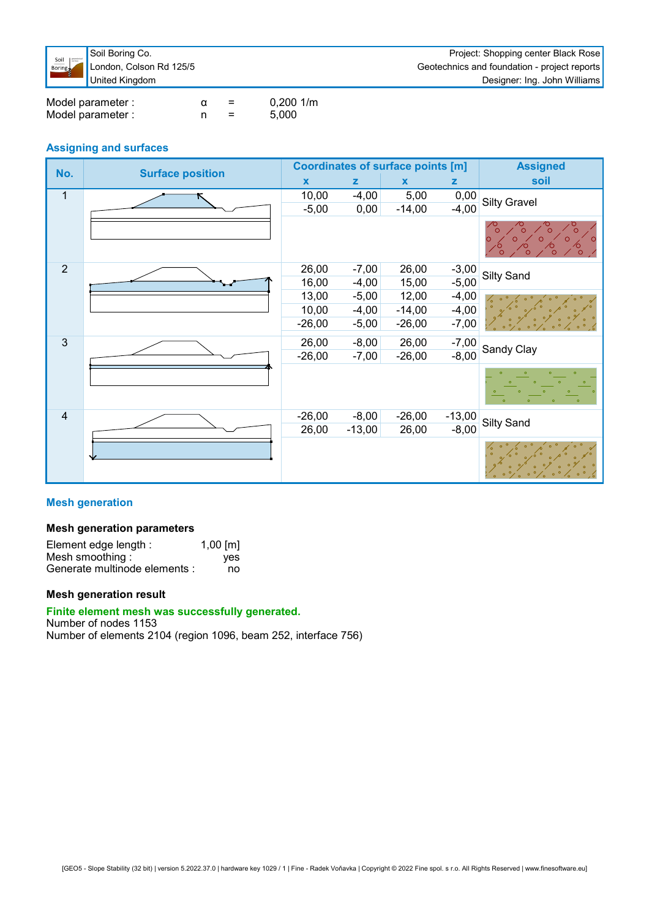Model parameter : α = 0,200 1/m
Model parameter : n = 5,000

## Assigning and surfaces

| No. | Surface position | Coordinates of surface points [m] | | | | Assigned soil |
|---|---|---|---|---|---|---|
| | | x | z | x | z | |
| 1 | | 10,00 | -4,00 | 5,00 | 0,00 | Silty Gravel |
| | | -5,00 | 0,00 | -14,00 | -4,00 | |
| 2 | | 26,00 | -7,00 | 26,00 | -3,00 | Silty Sand |
| | | 16,00 | -4,00 | 15,00 | -5,00 | |
| | | 13,00 | -5,00 | 12,00 | -4,00 | |
| | | 10,00 | -4,00 | -14,00 | -4,00 | |
| | | -26,00 | -5,00 | -26,00 | -7,00 | |
| 3 | | 26,00 | -8,00 | 26,00 | -7,00 | Sandy Clay |
| | | -26,00 | -7,00 | -26,00 | -8,00 | |
| 4 | | -26,00 | -8,00 | -26,00 | -13,00 | Silty Sand |
| | | 26,00 | -13,00 | 26,00 | -8,00 | |

## Mesh generation

### Mesh generation parameters

Element edge length : 1,00 [m]
Mesh smoothing : yes
Generate multinode elements : no

### Mesh generation result

**Finite element mesh was successfully generated.**
Number of nodes 1153
Number of elements 2104 (region 1096, beam 252, interface 756)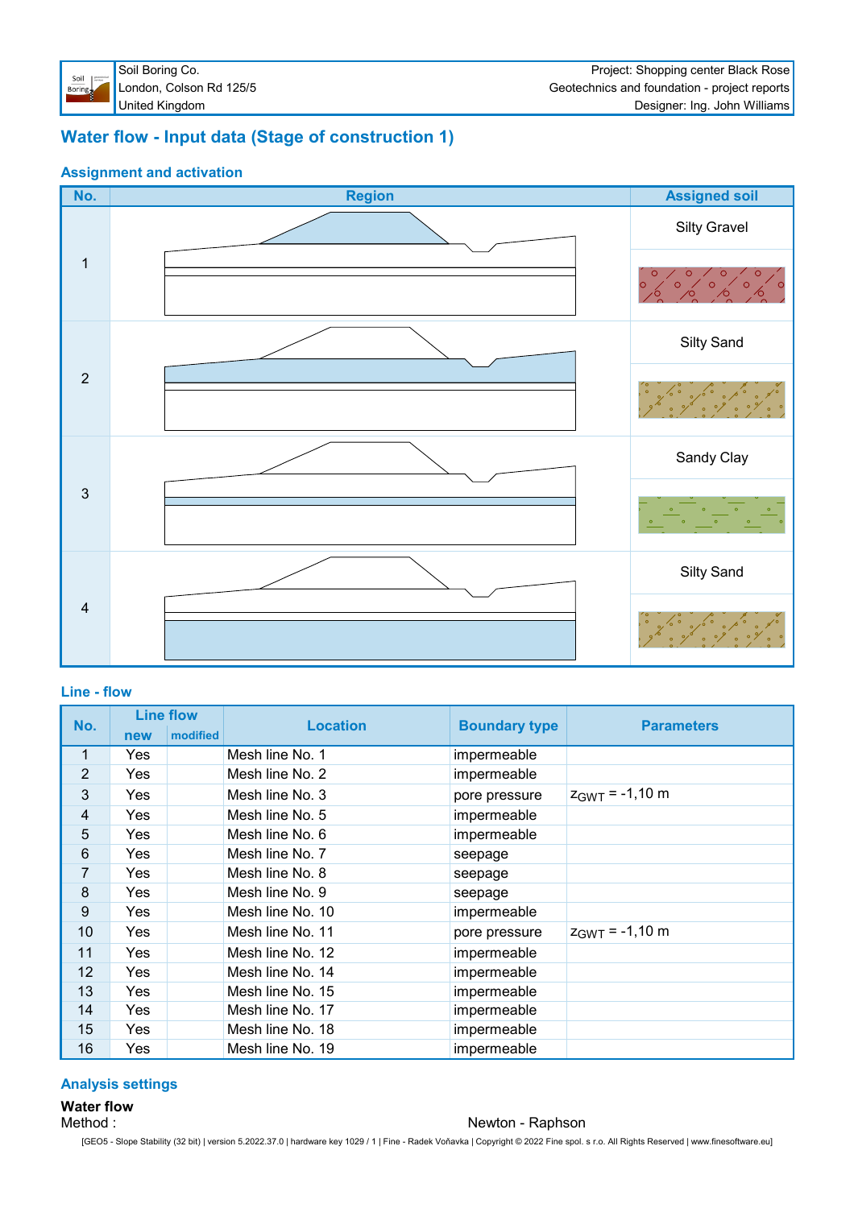## Water flow - Input data (Stage of construction 1)

### Assignment and activation

| No. | Region | Assigned soil |
|---|---|---|
| 1 | | Silty Gravel |
| 2 | | Silty Sand |
| 3 | | Sandy Clay |
| 4 | | Silty Sand |

### Line - flow

| No. | Line flow | | Location | Boundary type | Parameters |
|---|---|---|---|---|---|
| | new | modified | | | |
| 1 | Yes | | Mesh line No. 1 | impermeable | |
| 2 | Yes | | Mesh line No. 2 | impermeable | |
| 3 | Yes | | Mesh line No. 3 | pore pressure | $z_{GWT}$ = -1,10 m |
| 4 | Yes | | Mesh line No. 5 | impermeable | |
| 5 | Yes | | Mesh line No. 6 | impermeable | |
| 6 | Yes | | Mesh line No. 7 | seepage | |
| 7 | Yes | | Mesh line No. 8 | seepage | |
| 8 | Yes | | Mesh line No. 9 | seepage | |
| 9 | Yes | | Mesh line No. 10 | impermeable | |
| 10 | Yes | | Mesh line No. 11 | pore pressure | $z_{GWT}$ = -1,10 m |
| 11 | Yes | | Mesh line No. 12 | impermeable | |
| 12 | Yes | | Mesh line No. 14 | impermeable | |
| 13 | Yes | | Mesh line No. 15 | impermeable | |
| 14 | Yes | | Mesh line No. 17 | impermeable | |
| 15 | Yes | | Mesh line No. 18 | impermeable | |
| 16 | Yes | | Mesh line No. 19 | impermeable | |

### Analysis settings

**Water flow**

Method : Newton - Raphson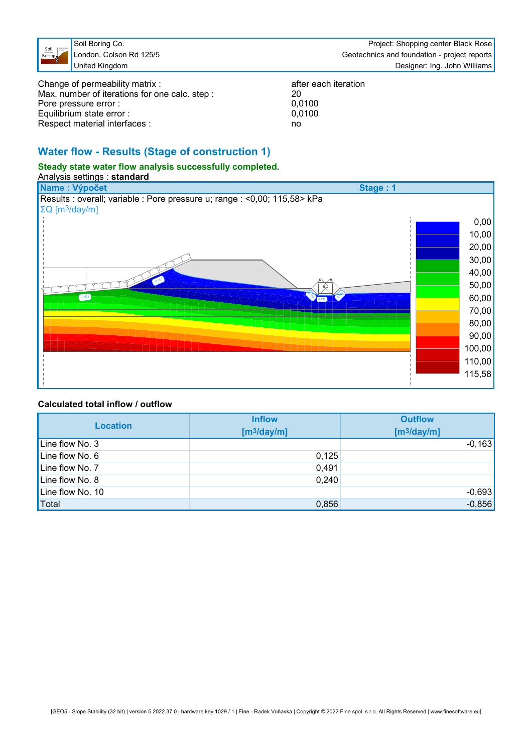| | |
|---|---|
| Change of permeability matrix : | after each iteration |
| Max. number of iterations for one calc. step : | 20 |
| Pore pressure error : | 0,0100 |
| Equilibrium state error : | 0,0100 |
| Respect material interfaces : | no |

## Water flow - Results (Stage of construction 1)

**Steady state water flow analysis successfully completed.**

Analysis settings : **standard**

**Name : Výpočet** **Stage : 1**

Results : overall; variable : Pore pressure u; range : <0,00; 115,58> kPa

ΣQ [m$^3$/day/m]

0,00
10,00
20,00
30,00
40,00
50,00
60,00
70,00
80,00
90,00
100,00
110,00
115,58

### Calculated total inflow / outflow

| Location | Inflow [m$^3$/day/m] | Outflow [m$^3$/day/m] |
|---|---|---|
| Line flow No. 3 | | -0,163 |
| Line flow No. 6 | 0,125 | |
| Line flow No. 7 | 0,491 | |
| Line flow No. 8 | 0,240 | |
| Line flow No. 10 | | -0,693 |
| Total | 0,856 | -0,856 |